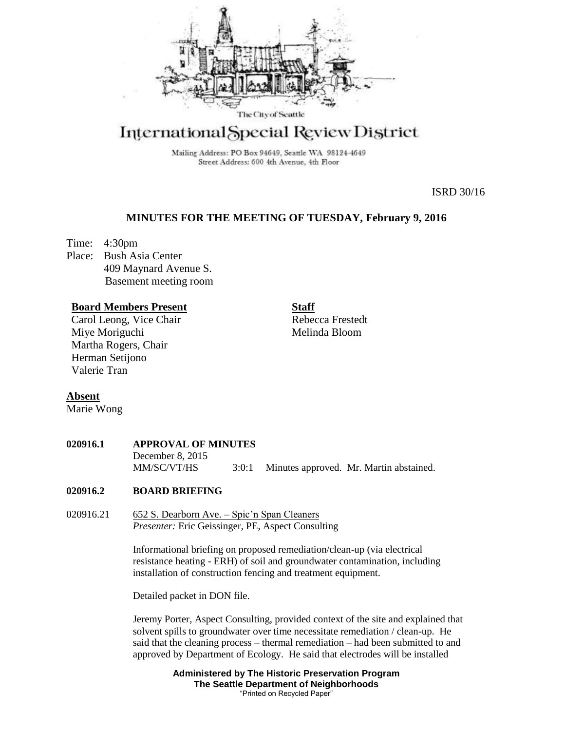The City of Seattle

# International Special Review District

Mailing Address: PO Box 94649, Seattle WA 98124-4649
Street Address: 600 4th Avenue, 4th Floor

ISRD 30/16

## MINUTES FOR THE MEETING OF TUESDAY, February 9, 2016

Time: 4:30pm
Place: Bush Asia Center
409 Maynard Avenue S.
Basement meeting room

**Board Members Present**
Carol Leong, Vice Chair
Miye Moriguchi
Martha Rogers, Chair
Herman Setijono
Valerie Tran

**Staff**
Rebecca Frestedt
Melinda Bloom

**Absent**
Marie Wong

**020916.1 APPROVAL OF MINUTES**

December 8, 2015
MM/SC/VT/HS 3:0:1 Minutes approved. Mr. Martin abstained.

**020916.2 BOARD BRIEFING**

020916.21 652 S. Dearborn Ave. – Spic'n Span Cleaners
*Presenter:* Eric Geissinger, PE, Aspect Consulting

Informational briefing on proposed remediation/clean-up (via electrical resistance heating - ERH) of soil and groundwater contamination, including installation of construction fencing and treatment equipment.

Detailed packet in DON file.

Jeremy Porter, Aspect Consulting, provided context of the site and explained that solvent spills to groundwater over time necessitate remediation / clean-up. He said that the cleaning process – thermal remediation – had been submitted to and approved by Department of Ecology. He said that electrodes will be installed

**Administered by The Historic Preservation Program**
**The Seattle Department of Neighborhoods**
"Printed on Recycled Paper"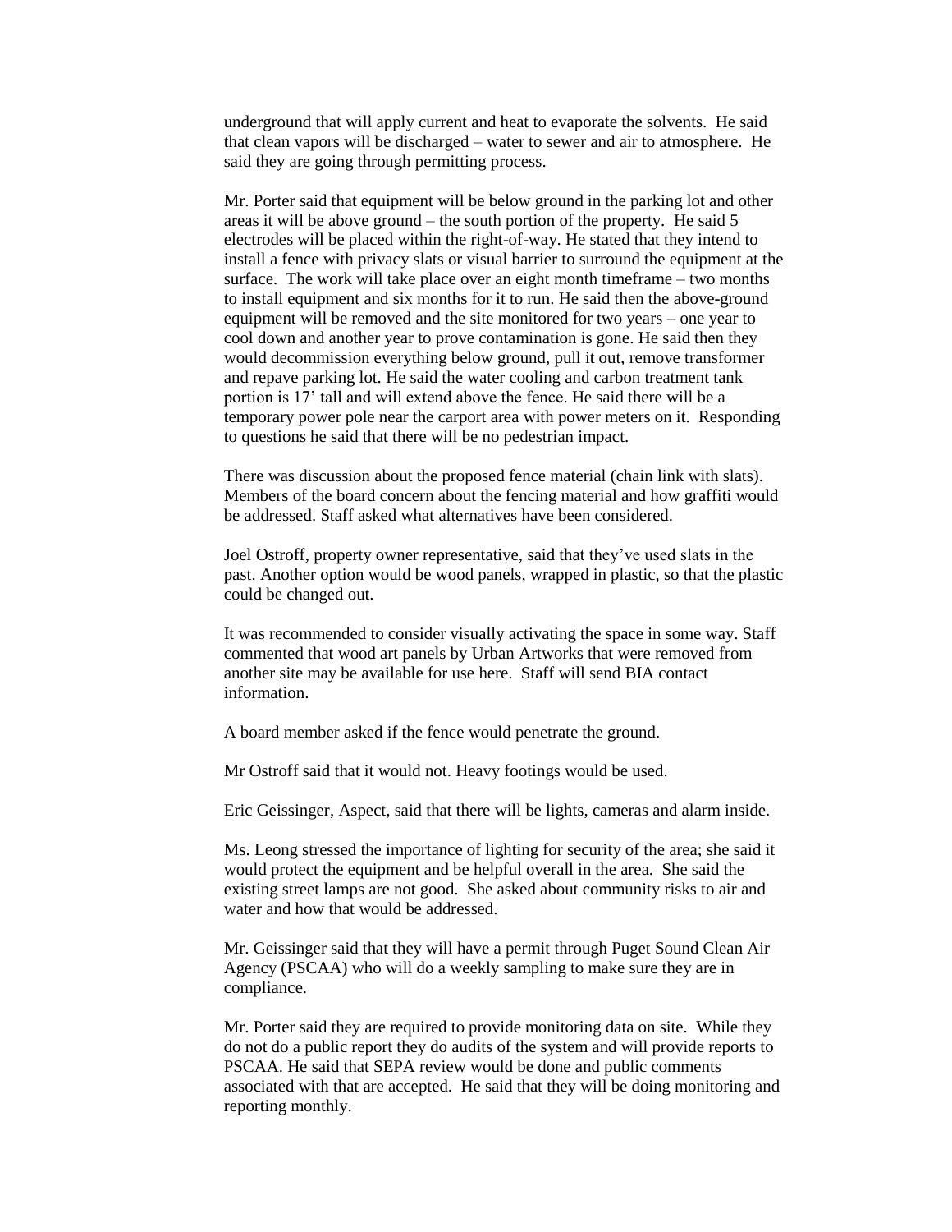underground that will apply current and heat to evaporate the solvents. He said that clean vapors will be discharged – water to sewer and air to atmosphere. He said they are going through permitting process.

Mr. Porter said that equipment will be below ground in the parking lot and other areas it will be above ground – the south portion of the property. He said 5 electrodes will be placed within the right-of-way. He stated that they intend to install a fence with privacy slats or visual barrier to surround the equipment at the surface. The work will take place over an eight month timeframe – two months to install equipment and six months for it to run. He said then the above-ground equipment will be removed and the site monitored for two years – one year to cool down and another year to prove contamination is gone. He said then they would decommission everything below ground, pull it out, remove transformer and repave parking lot. He said the water cooling and carbon treatment tank portion is 17' tall and will extend above the fence. He said there will be a temporary power pole near the carport area with power meters on it. Responding to questions he said that there will be no pedestrian impact.

There was discussion about the proposed fence material (chain link with slats). Members of the board concern about the fencing material and how graffiti would be addressed. Staff asked what alternatives have been considered.

Joel Ostroff, property owner representative, said that they've used slats in the past. Another option would be wood panels, wrapped in plastic, so that the plastic could be changed out.

It was recommended to consider visually activating the space in some way. Staff commented that wood art panels by Urban Artworks that were removed from another site may be available for use here. Staff will send BIA contact information.

A board member asked if the fence would penetrate the ground.

Mr Ostroff said that it would not. Heavy footings would be used.

Eric Geissinger, Aspect, said that there will be lights, cameras and alarm inside.

Ms. Leong stressed the importance of lighting for security of the area; she said it would protect the equipment and be helpful overall in the area. She said the existing street lamps are not good. She asked about community risks to air and water and how that would be addressed.

Mr. Geissinger said that they will have a permit through Puget Sound Clean Air Agency (PSCAA) who will do a weekly sampling to make sure they are in compliance.

Mr. Porter said they are required to provide monitoring data on site. While they do not do a public report they do audits of the system and will provide reports to PSCAA. He said that SEPA review would be done and public comments associated with that are accepted. He said that they will be doing monitoring and reporting monthly.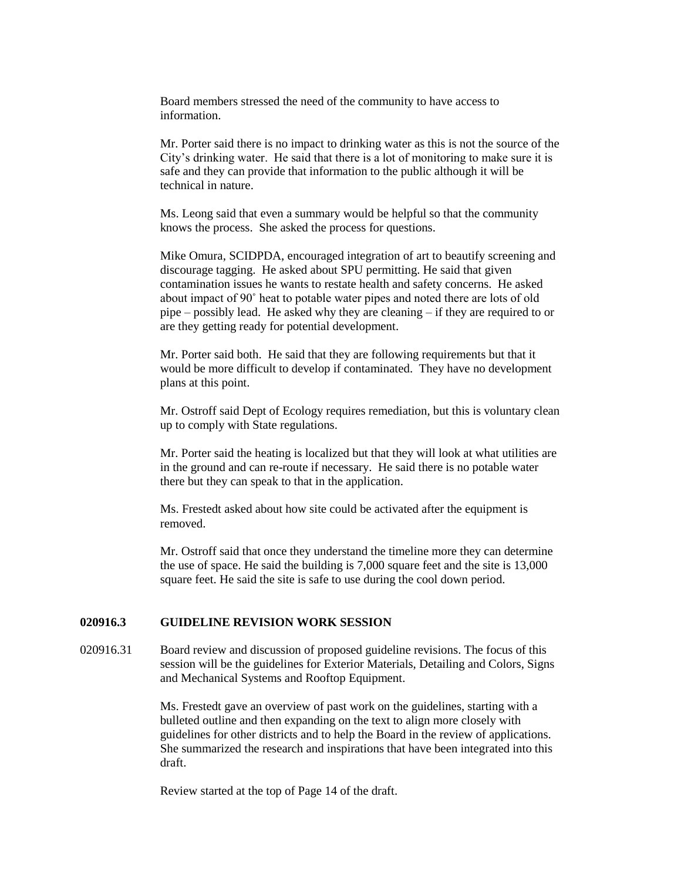Board members stressed the need of the community to have access to information.

Mr. Porter said there is no impact to drinking water as this is not the source of the City's drinking water. He said that there is a lot of monitoring to make sure it is safe and they can provide that information to the public although it will be technical in nature.

Ms. Leong said that even a summary would be helpful so that the community knows the process. She asked the process for questions.

Mike Omura, SCIDPDA, encouraged integration of art to beautify screening and discourage tagging. He asked about SPU permitting. He said that given contamination issues he wants to restate health and safety concerns. He asked about impact of 90˚ heat to potable water pipes and noted there are lots of old pipe – possibly lead. He asked why they are cleaning – if they are required to or are they getting ready for potential development.

Mr. Porter said both. He said that they are following requirements but that it would be more difficult to develop if contaminated. They have no development plans at this point.

Mr. Ostroff said Dept of Ecology requires remediation, but this is voluntary clean up to comply with State regulations.

Mr. Porter said the heating is localized but that they will look at what utilities are in the ground and can re-route if necessary. He said there is no potable water there but they can speak to that in the application.

Ms. Frestedt asked about how site could be activated after the equipment is removed.

Mr. Ostroff said that once they understand the timeline more they can determine the use of space. He said the building is 7,000 square feet and the site is 13,000 square feet. He said the site is safe to use during the cool down period.

**020916.3 GUIDELINE REVISION WORK SESSION**

020916.31 Board review and discussion of proposed guideline revisions. The focus of this session will be the guidelines for Exterior Materials, Detailing and Colors, Signs and Mechanical Systems and Rooftop Equipment.

Ms. Frestedt gave an overview of past work on the guidelines, starting with a bulleted outline and then expanding on the text to align more closely with guidelines for other districts and to help the Board in the review of applications. She summarized the research and inspirations that have been integrated into this draft.

Review started at the top of Page 14 of the draft.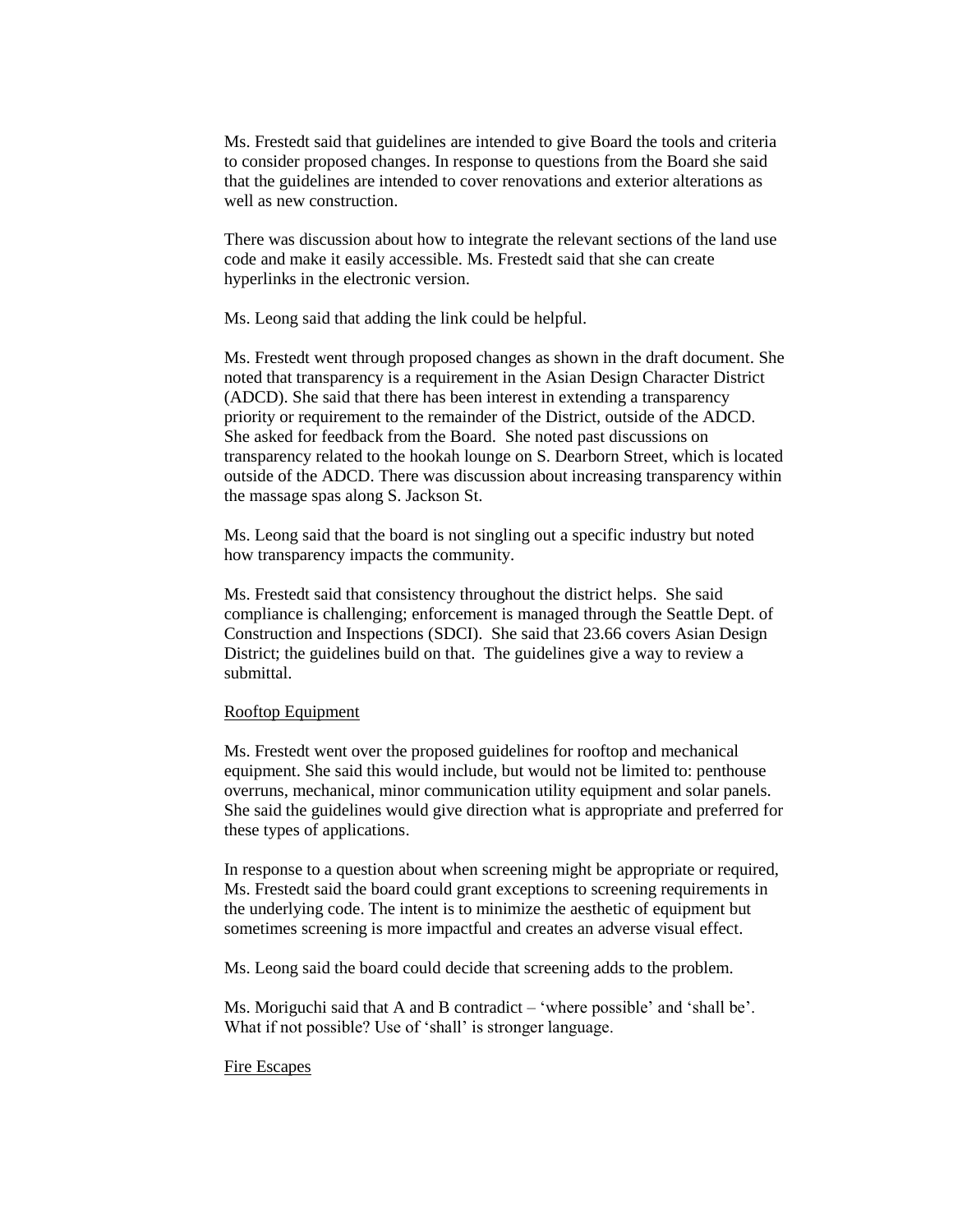Ms. Frestedt said that guidelines are intended to give Board the tools and criteria to consider proposed changes. In response to questions from the Board she said that the guidelines are intended to cover renovations and exterior alterations as well as new construction.

There was discussion about how to integrate the relevant sections of the land use code and make it easily accessible. Ms. Frestedt said that she can create hyperlinks in the electronic version.

Ms. Leong said that adding the link could be helpful.

Ms. Frestedt went through proposed changes as shown in the draft document. She noted that transparency is a requirement in the Asian Design Character District (ADCD). She said that there has been interest in extending a transparency priority or requirement to the remainder of the District, outside of the ADCD. She asked for feedback from the Board. She noted past discussions on transparency related to the hookah lounge on S. Dearborn Street, which is located outside of the ADCD. There was discussion about increasing transparency within the massage spas along S. Jackson St.

Ms. Leong said that the board is not singling out a specific industry but noted how transparency impacts the community.

Ms. Frestedt said that consistency throughout the district helps. She said compliance is challenging; enforcement is managed through the Seattle Dept. of Construction and Inspections (SDCI). She said that 23.66 covers Asian Design District; the guidelines build on that. The guidelines give a way to review a submittal.

Rooftop Equipment

Ms. Frestedt went over the proposed guidelines for rooftop and mechanical equipment. She said this would include, but would not be limited to: penthouse overruns, mechanical, minor communication utility equipment and solar panels. She said the guidelines would give direction what is appropriate and preferred for these types of applications.

In response to a question about when screening might be appropriate or required, Ms. Frestedt said the board could grant exceptions to screening requirements in the underlying code. The intent is to minimize the aesthetic of equipment but sometimes screening is more impactful and creates an adverse visual effect.

Ms. Leong said the board could decide that screening adds to the problem.

Ms. Moriguchi said that A and B contradict – 'where possible' and 'shall be'. What if not possible? Use of 'shall' is stronger language.

Fire Escapes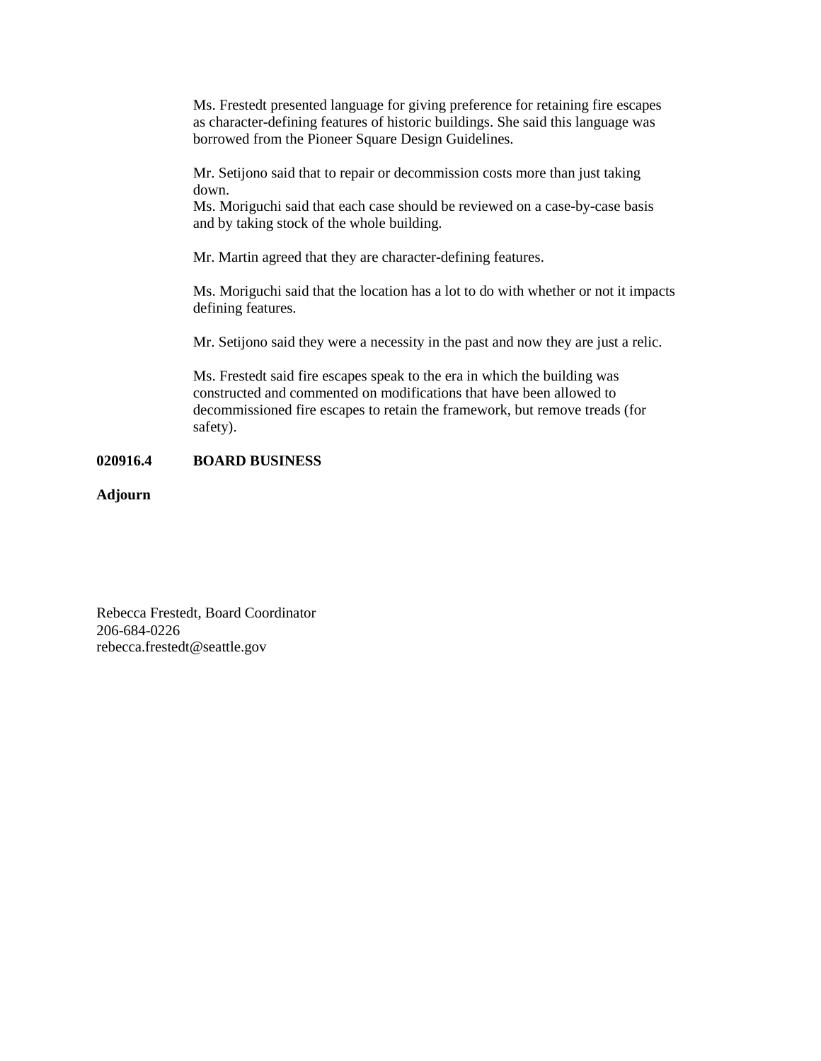Ms. Frestedt presented language for giving preference for retaining fire escapes as character-defining features of historic buildings. She said this language was borrowed from the Pioneer Square Design Guidelines.

Mr. Setijono said that to repair or decommission costs more than just taking down.
Ms. Moriguchi said that each case should be reviewed on a case-by-case basis and by taking stock of the whole building.

Mr. Martin agreed that they are character-defining features.

Ms. Moriguchi said that the location has a lot to do with whether or not it impacts defining features.

Mr. Setijono said they were a necessity in the past and now they are just a relic.

Ms. Frestedt said fire escapes speak to the era in which the building was constructed and commented on modifications that have been allowed to decommissioned fire escapes to retain the framework, but remove treads (for safety).

**020916.4 BOARD BUSINESS**

**Adjourn**

Rebecca Frestedt, Board Coordinator
206-684-0226
rebecca.frestedt@seattle.gov